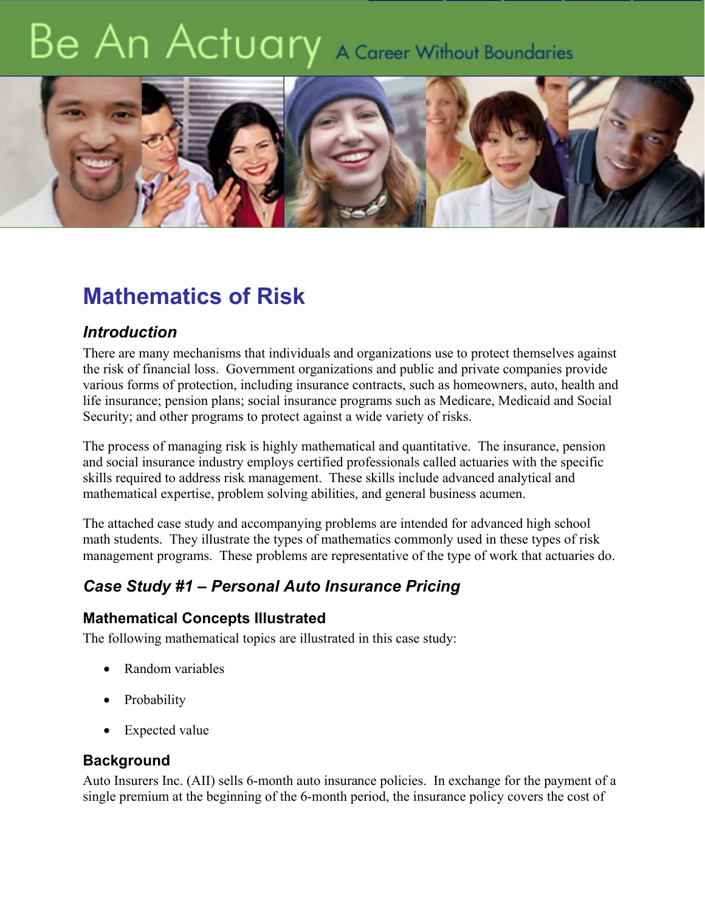# Be An Actuary A Career Without Boundaries

## Mathematics of Risk

### *Introduction*

There are many mechanisms that individuals and organizations use to protect themselves against the risk of financial loss. Government organizations and public and private companies provide various forms of protection, including insurance contracts, such as homeowners, auto, health and life insurance; pension plans; social insurance programs such as Medicare, Medicaid and Social Security; and other programs to protect against a wide variety of risks.

The process of managing risk is highly mathematical and quantitative. The insurance, pension and social insurance industry employs certified professionals called actuaries with the specific skills required to address risk management. These skills include advanced analytical and mathematical expertise, problem solving abilities, and general business acumen.

The attached case study and accompanying problems are intended for advanced high school math students. They illustrate the types of mathematics commonly used in these types of risk management programs. These problems are representative of the type of work that actuaries do.

### *Case Study #1 – Personal Auto Insurance Pricing*

#### Mathematical Concepts Illustrated

The following mathematical topics are illustrated in this case study:

- Random variables
- Probability
- Expected value

#### Background

Auto Insurers Inc. (AII) sells 6-month auto insurance policies. In exchange for the payment of a single premium at the beginning of the 6-month period, the insurance policy covers the cost of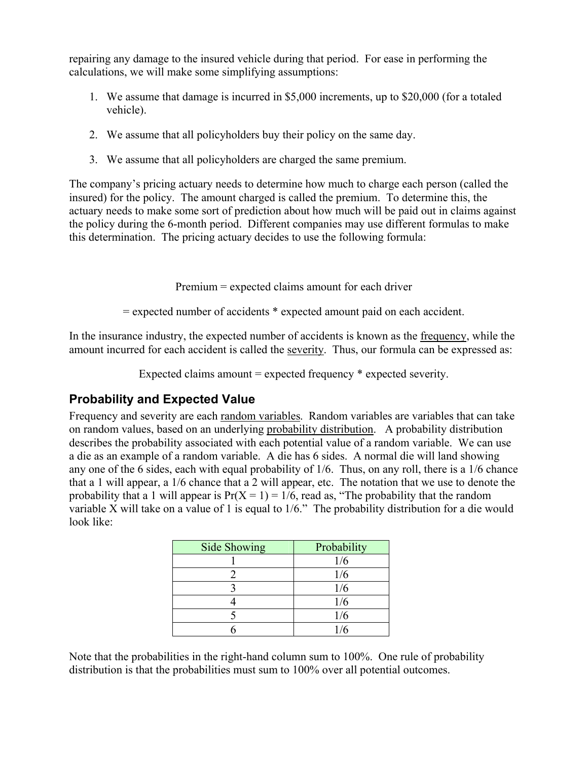repairing any damage to the insured vehicle during that period. For ease in performing the calculations, we will make some simplifying assumptions:

1. We assume that damage is incurred in $5,000 increments, up to $20,000 (for a totaled vehicle).
2. We assume that all policyholders buy their policy on the same day.
3. We assume that all policyholders are charged the same premium.

The company's pricing actuary needs to determine how much to charge each person (called the insured) for the policy. The amount charged is called the premium. To determine this, the actuary needs to make some sort of prediction about how much will be paid out in claims against the policy during the 6-month period. Different companies may use different formulas to make this determination. The pricing actuary decides to use the following formula:

Premium = expected claims amount for each driver

= expected number of accidents * expected amount paid on each accident.

In the insurance industry, the expected number of accidents is known as the frequency, while the amount incurred for each accident is called the severity. Thus, our formula can be expressed as:

Expected claims amount = expected frequency * expected severity.

## Probability and Expected Value

Frequency and severity are each random variables. Random variables are variables that can take on random values, based on an underlying probability distribution. A probability distribution describes the probability associated with each potential value of a random variable. We can use a die as an example of a random variable. A die has 6 sides. A normal die will land showing any one of the 6 sides, each with equal probability of 1/6. Thus, on any roll, there is a 1/6 chance that a 1 will appear, a 1/6 chance that a 2 will appear, etc. The notation that we use to denote the probability that a 1 will appear is $\Pr(X = 1) = 1/6$, read as, "The probability that the random variable X will take on a value of 1 is equal to 1/6." The probability distribution for a die would look like:

| Side Showing | Probability |
|---|---|
| 1 | 1/6 |
| 2 | 1/6 |
| 3 | 1/6 |
| 4 | 1/6 |
| 5 | 1/6 |
| 6 | 1/6 |

Note that the probabilities in the right-hand column sum to 100%. One rule of probability distribution is that the probabilities must sum to 100% over all potential outcomes.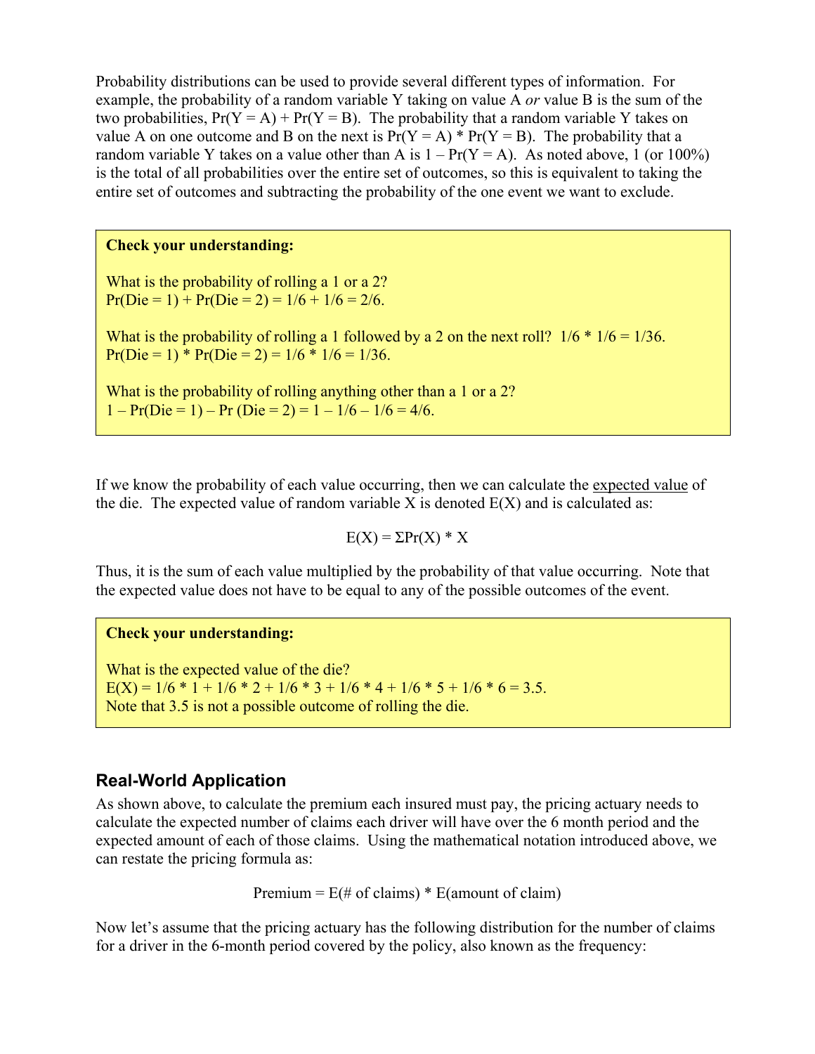Probability distributions can be used to provide several different types of information. For example, the probability of a random variable Y taking on value A *or* value B is the sum of the two probabilities, $Pr(Y = A) + Pr(Y = B)$. The probability that a random variable Y takes on value A on one outcome and B on the next is $Pr(Y = A) * Pr(Y = B)$. The probability that a random variable Y takes on a value other than A is $1 – Pr(Y = A)$. As noted above, 1 (or 100%) is the total of all probabilities over the entire set of outcomes, so this is equivalent to taking the entire set of outcomes and subtracting the probability of the one event we want to exclude.

**Check your understanding:**

What is the probability of rolling a 1 or a 2?
$Pr(Die = 1) + Pr(Die = 2) = 1/6 + 1/6 = 2/6$.

What is the probability of rolling a 1 followed by a 2 on the next roll? $1/6 * 1/6 = 1/36$.
$Pr(Die = 1) * Pr(Die = 2) = 1/6 * 1/6 = 1/36$.

What is the probability of rolling anything other than a 1 or a 2?
$1 – Pr(Die = 1) – Pr (Die = 2) = 1 – 1/6 – 1/6 = 4/6$.

If we know the probability of each value occurring, then we can calculate the expected value of the die. The expected value of random variable X is denoted E(X) and is calculated as:

$$E(X) = \Sigma Pr(X) * X$$

Thus, it is the sum of each value multiplied by the probability of that value occurring. Note that the expected value does not have to be equal to any of the possible outcomes of the event.

**Check your understanding:**

What is the expected value of the die?
$E(X) = 1/6 * 1 + 1/6 * 2 + 1/6 * 3 + 1/6 * 4 + 1/6 * 5 + 1/6 * 6 = 3.5$.
Note that 3.5 is not a possible outcome of rolling the die.

## Real-World Application

As shown above, to calculate the premium each insured must pay, the pricing actuary needs to calculate the expected number of claims each driver will have over the 6 month period and the expected amount of each of those claims. Using the mathematical notation introduced above, we can restate the pricing formula as:

$$\text{Premium} = E(\text{\# of claims}) * E(\text{amount of claim})$$

Now let's assume that the pricing actuary has the following distribution for the number of claims for a driver in the 6-month period covered by the policy, also known as the frequency: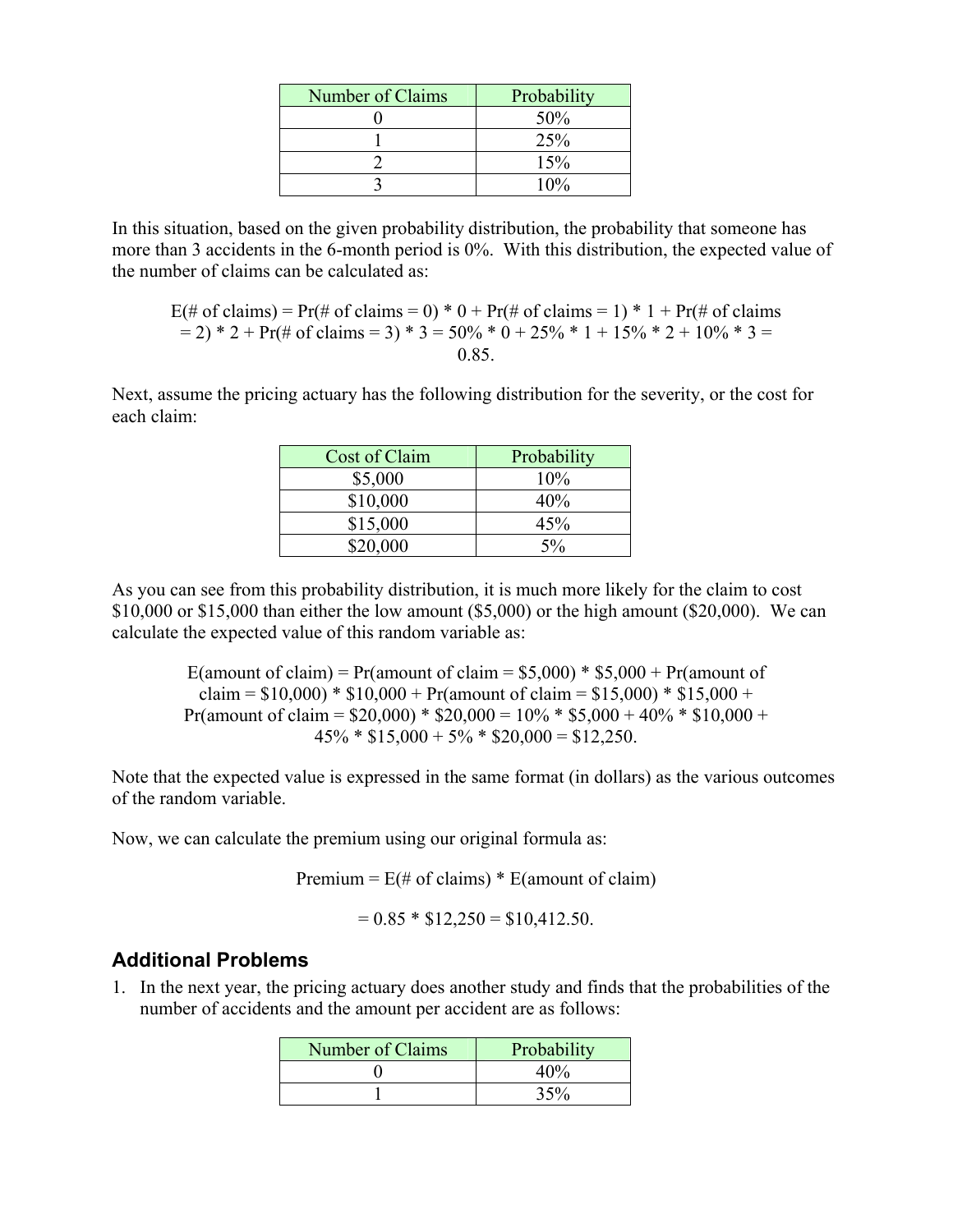| Number of Claims | Probability |
|---|---|
| 0 | 50% |
| 1 | 25% |
| 2 | 15% |
| 3 | 10% |

In this situation, based on the given probability distribution, the probability that someone has more than 3 accidents in the 6-month period is 0%. With this distribution, the expected value of the number of claims can be calculated as:

E(# of claims) = Pr(# of claims = 0) * 0 + Pr(# of claims = 1) * 1 + Pr(# of claims = 2) * 2 + Pr(# of claims = 3) * 3 = 50% * 0 + 25% * 1 + 15% * 2 + 10% * 3 = 0.85.

Next, assume the pricing actuary has the following distribution for the severity, or the cost for each claim:

| Cost of Claim | Probability |
|---|---|
| $5,000 | 10% |
| $10,000 | 40% |
| $15,000 | 45% |
| $20,000 | 5% |

As you can see from this probability distribution, it is much more likely for the claim to cost $10,000 or $15,000 than either the low amount ($5,000) or the high amount ($20,000). We can calculate the expected value of this random variable as:

E(amount of claim) = Pr(amount of claim = $5,000) * $5,000 + Pr(amount of claim = $10,000) * $10,000 + Pr(amount of claim = $15,000) * $15,000 + Pr(amount of claim = $20,000) * $20,000 = 10% * $5,000 + 40% * $10,000 + 45% * $15,000 + 5% * $20,000 = $12,250.

Note that the expected value is expressed in the same format (in dollars) as the various outcomes of the random variable.

Now, we can calculate the premium using our original formula as:

Premium = E(# of claims) * E(amount of claim)

= 0.85 * $12,250 = $10,412.50.

## Additional Problems

1. In the next year, the pricing actuary does another study and finds that the probabilities of the number of accidents and the amount per accident are as follows:

| Number of Claims | Probability |
|---|---|
| 0 | 40% |
| 1 | 35% |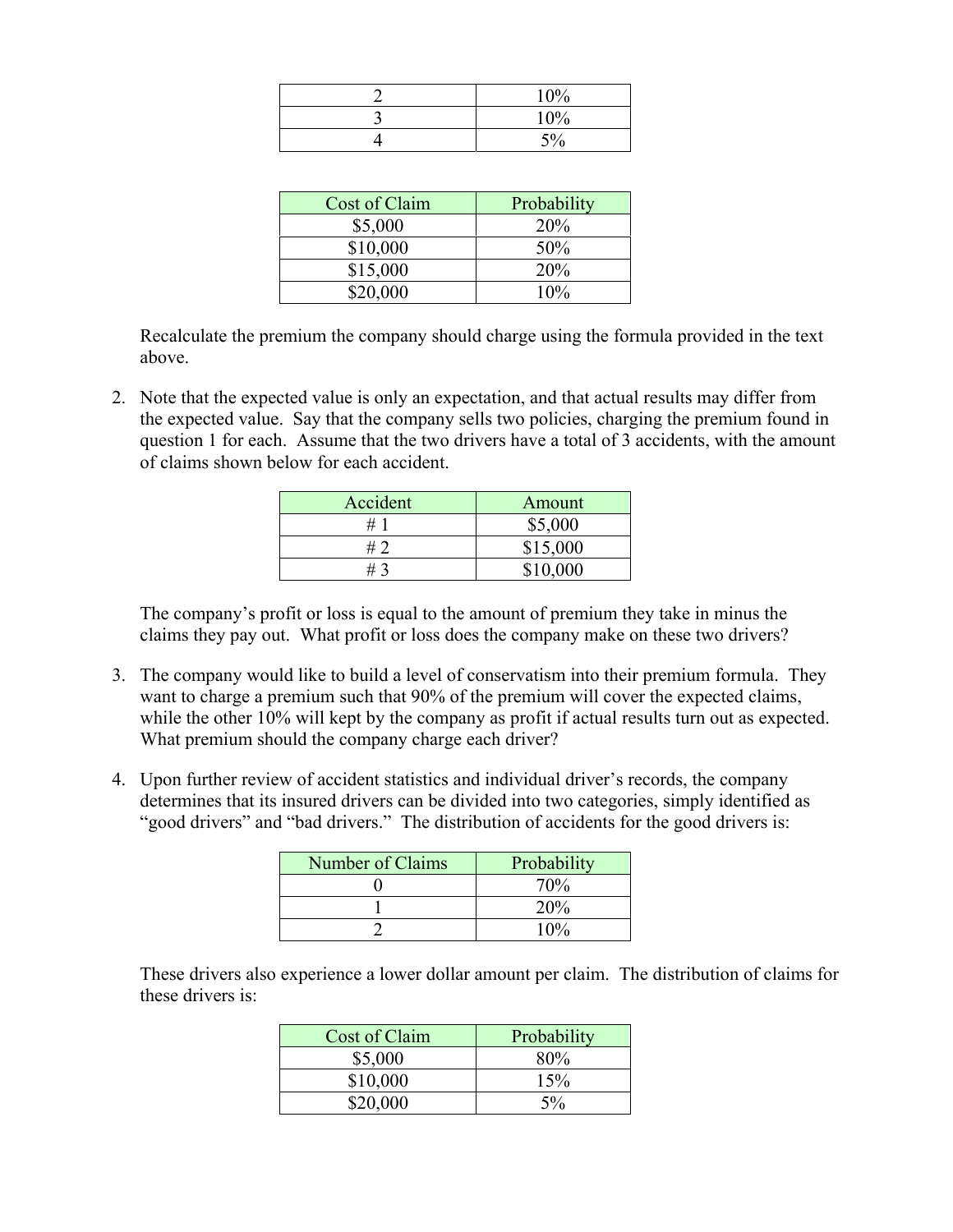| | |
|---|---|
| 2 | 10% |
| 3 | 10% |
| 4 | 5% |

| Cost of Claim | Probability |
|---|---|
| $5,000 | 20% |
| $10,000 | 50% |
| $15,000 | 20% |
| $20,000 | 10% |

Recalculate the premium the company should charge using the formula provided in the text above.

2. Note that the expected value is only an expectation, and that actual results may differ from the expected value. Say that the company sells two policies, charging the premium found in question 1 for each. Assume that the two drivers have a total of 3 accidents, with the amount of claims shown below for each accident.

| Accident | Amount |
|---|---|
| # 1 | $5,000 |
| # 2 | $15,000 |
| # 3 | $10,000 |

The company's profit or loss is equal to the amount of premium they take in minus the claims they pay out. What profit or loss does the company make on these two drivers?

3. The company would like to build a level of conservatism into their premium formula. They want to charge a premium such that 90% of the premium will cover the expected claims, while the other 10% will kept by the company as profit if actual results turn out as expected. What premium should the company charge each driver?

4. Upon further review of accident statistics and individual driver's records, the company determines that its insured drivers can be divided into two categories, simply identified as "good drivers" and "bad drivers." The distribution of accidents for the good drivers is:

| Number of Claims | Probability |
|---|---|
| 0 | 70% |
| 1 | 20% |
| 2 | 10% |

These drivers also experience a lower dollar amount per claim. The distribution of claims for these drivers is:

| Cost of Claim | Probability |
|---|---|
| $5,000 | 80% |
| $10,000 | 15% |
| $20,000 | 5% |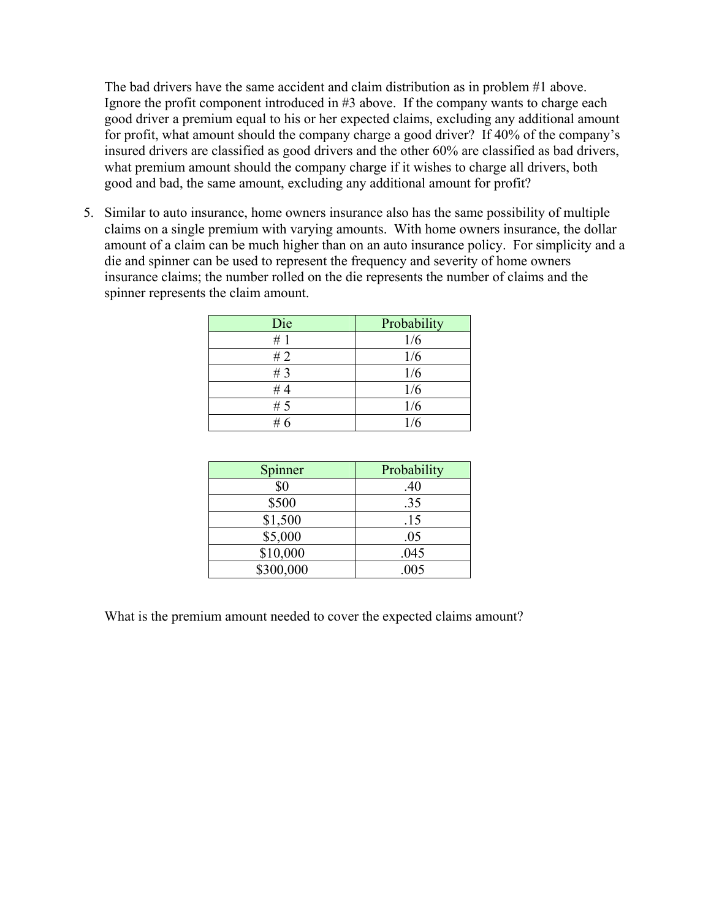The bad drivers have the same accident and claim distribution as in problem #1 above. Ignore the profit component introduced in #3 above. If the company wants to charge each good driver a premium equal to his or her expected claims, excluding any additional amount for profit, what amount should the company charge a good driver? If 40% of the company's insured drivers are classified as good drivers and the other 60% are classified as bad drivers, what premium amount should the company charge if it wishes to charge all drivers, both good and bad, the same amount, excluding any additional amount for profit?

5. Similar to auto insurance, home owners insurance also has the same possibility of multiple claims on a single premium with varying amounts. With home owners insurance, the dollar amount of a claim can be much higher than on an auto insurance policy. For simplicity and a die and spinner can be used to represent the frequency and severity of home owners insurance claims; the number rolled on the die represents the number of claims and the spinner represents the claim amount.

| Die | Probability |
|---|---|
| # 1 | 1/6 |
| # 2 | 1/6 |
| # 3 | 1/6 |
| # 4 | 1/6 |
| # 5 | 1/6 |
| # 6 | 1/6 |

| Spinner | Probability |
|---|---|
| $0 | .40 |
| $500 | .35 |
| $1,500 | .15 |
| $5,000 | .05 |
| $10,000 | .045 |
| $300,000 | .005 |

What is the premium amount needed to cover the expected claims amount?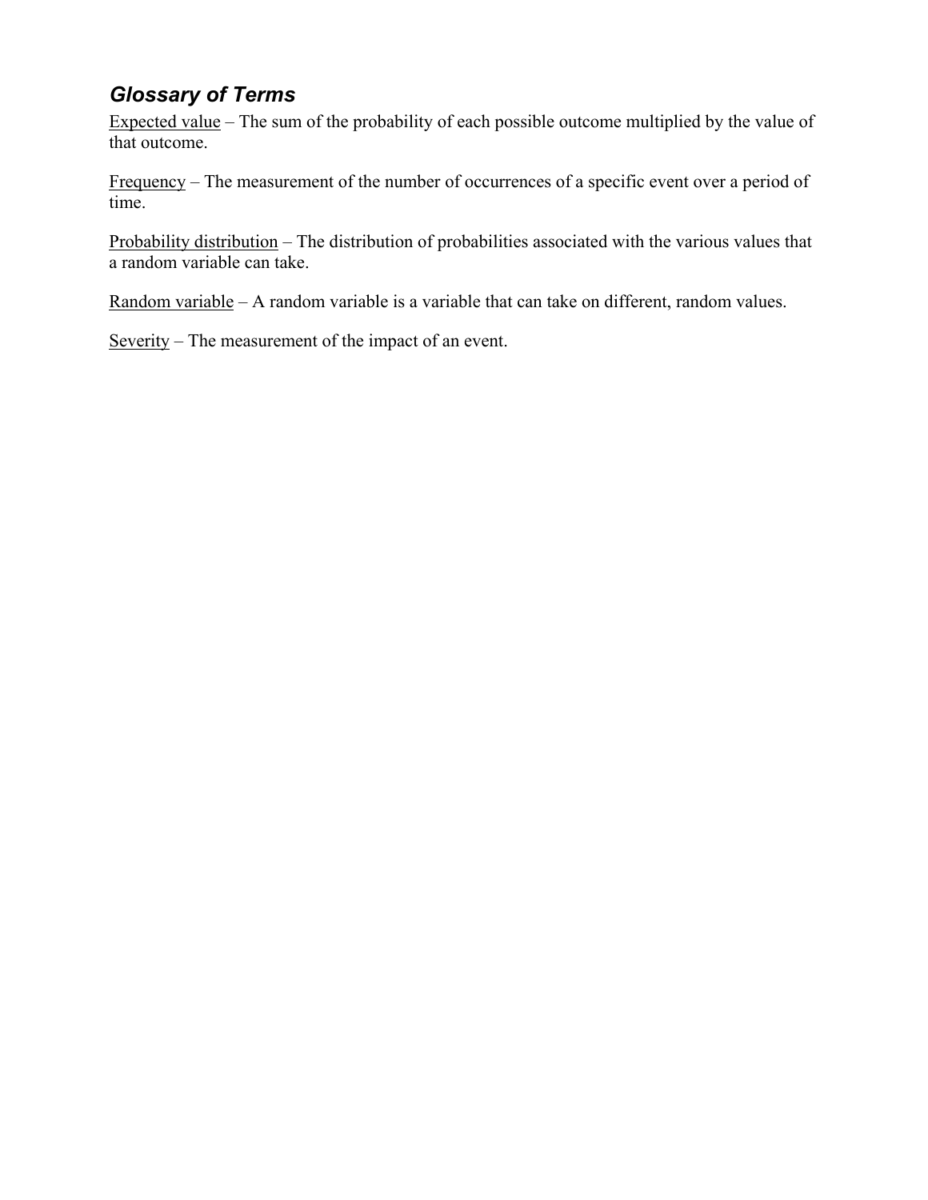## *Glossary of Terms*

Expected value – The sum of the probability of each possible outcome multiplied by the value of that outcome.

Frequency – The measurement of the number of occurrences of a specific event over a period of time.

Probability distribution – The distribution of probabilities associated with the various values that a random variable can take.

Random variable – A random variable is a variable that can take on different, random values.

Severity – The measurement of the impact of an event.